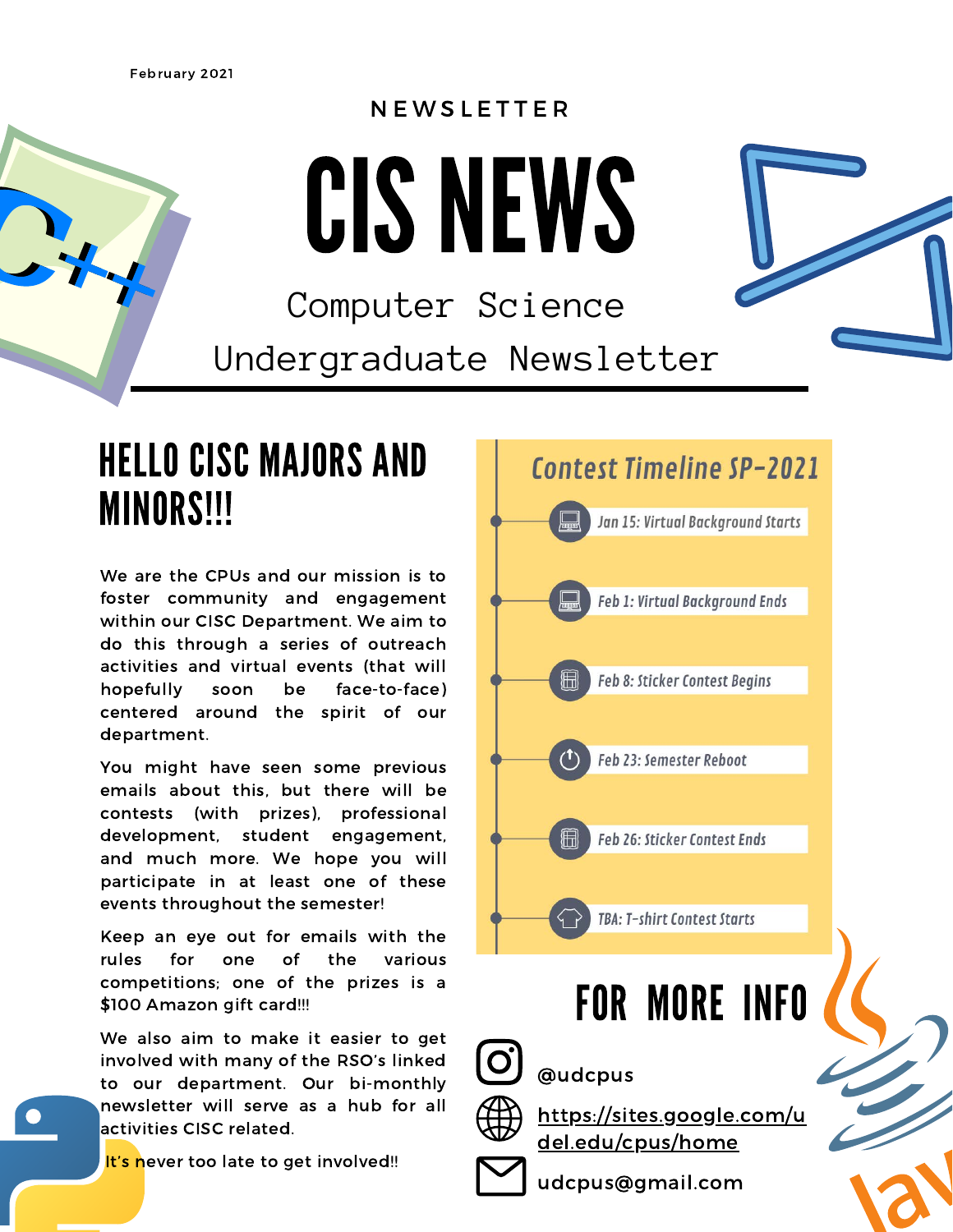February 2021

NEWSLETTER

# CIS NEWS

## Computer Science Undergraduate Newsletter

## HELLO CISC MAJORS AND MINORS!!!

We are the CPUs and our mission is to foster community and engagement within our CISC Department. We aim to do this through a series of outreach activities and virtual events (that will hopefully soon be face-to-face) centered around the spirit of our department.

You might have seen some previous emails about this, but there will be contests (with prizes), professional development, student engagement, and much more. We hope you will participate in at least one of these events throughout the semester!

Keep an eye out for emails with the rules for one of the various competitions; one of the prizes is a $100 Amazon gift card!!!

We also aim to make it easier to get involved with many of the RSO's linked to our department. Our bi-monthly newsletter will serve as a hub for all activities CISC related.

It's never too late to get involved!!

### *Contest Timeline SP-2021*

- *Jan 15: Virtual Background Starts*
- *Feb 1: Virtual Background Ends*
- *Feb 8: Sticker Contest Begins*
- *Feb 23: Semester Reboot*
- *Feb 26: Sticker Contest Ends*
- *TBA: T-shirt Contest Starts*

## FOR MORE INFO

- @udcpus
- https://sites.google.com/udel.edu/cpus/home
- udcpus@gmail.com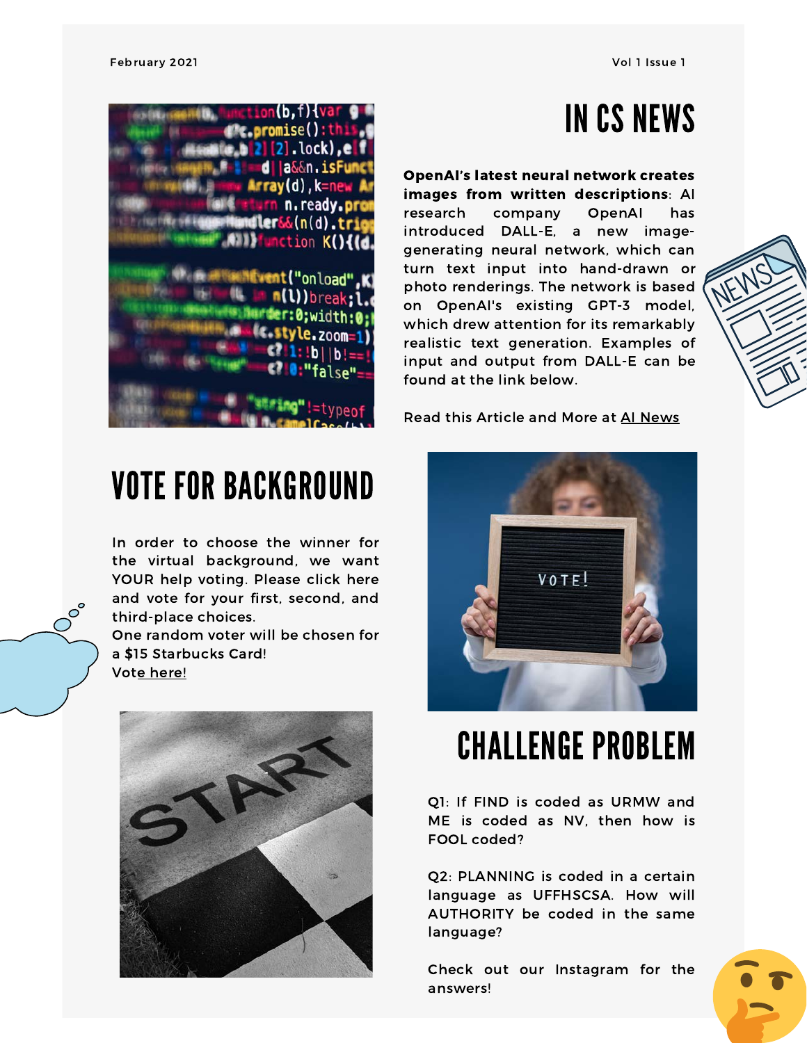# IN CS NEWS

**OpenAI's latest neural network creates images from written descriptions**: AI research company OpenAI has introduced DALL-E, a new image-generating neural network, which can turn text input into hand-drawn or photo renderings. The network is based on OpenAI's existing GPT-3 model, which drew attention for its remarkably realistic text generation. Examples of input and output from DALL-E can be found at the link below.

Read this Article and More at AI News

# VOTE FOR BACKGROUND

In order to choose the winner for the virtual background, we want YOUR help voting. Please click here and vote for your first, second, and third-place choices.
One random voter will be chosen for a $15 Starbucks Card!
Vote here!

# CHALLENGE PROBLEM

Q1: If FIND is coded as URMW and ME is coded as NV, then how is FOOL coded?

Q2: PLANNING is coded in a certain language as UFFHSCSA. How will AUTHORITY be coded in the same language?

Check out our Instagram for the answers!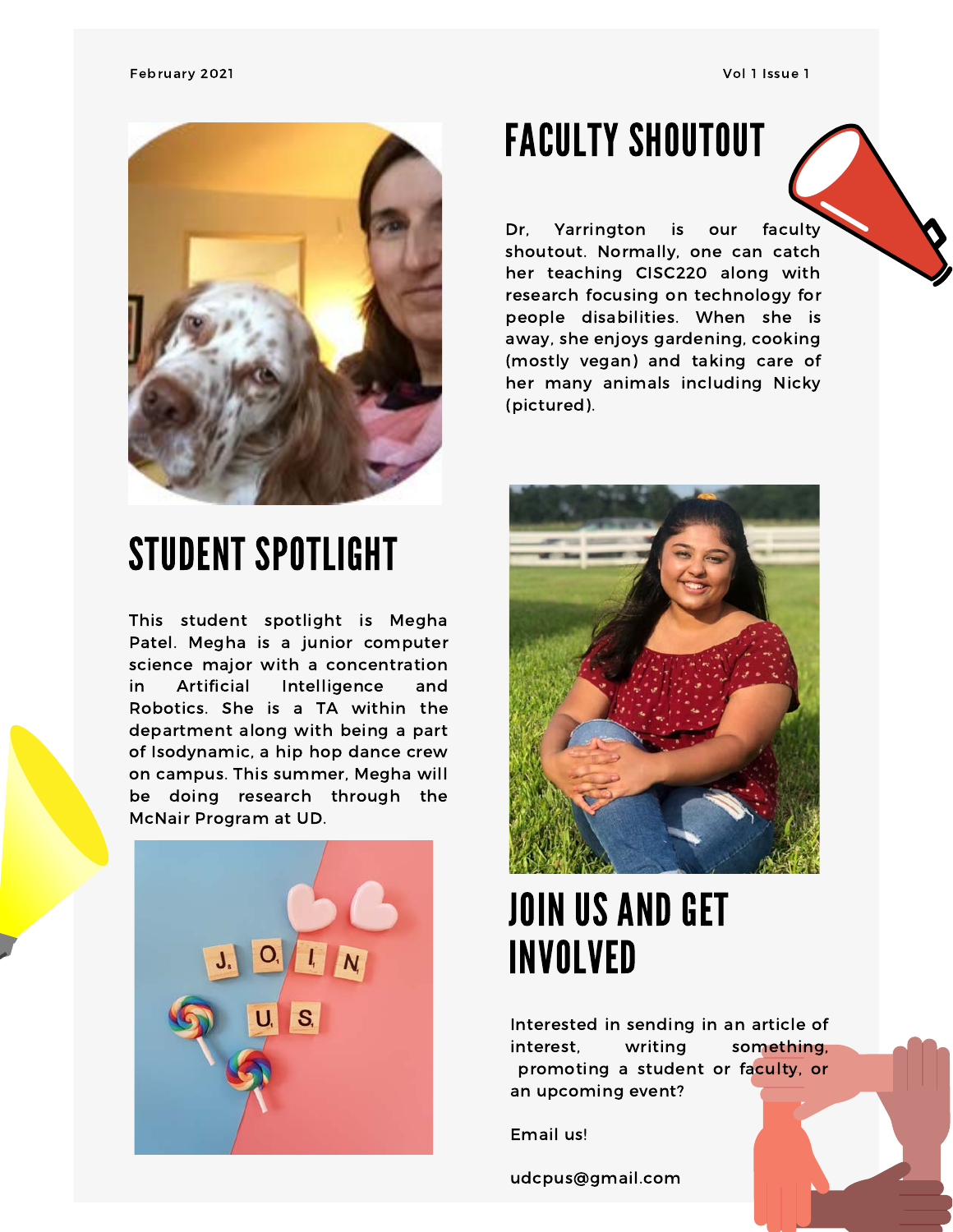## FACULTY SHOUTOUT

Dr. Yarrington is our faculty shoutout. Normally, one can catch her teaching CISC220 along with research focusing on technology for people disabilities. When she is away, she enjoys gardening, cooking (mostly vegan) and taking care of her many animals including Nicky (pictured).

## STUDENT SPOTLIGHT

This student spotlight is Megha Patel. Megha is a junior computer science major with a concentration in Artificial Intelligence and Robotics. She is a TA within the department along with being a part of Isodynamic, a hip hop dance crew on campus. This summer, Megha will be doing research through the McNair Program at UD.

## JOIN US AND GET INVOLVED

Interested in sending in an article of interest, writing something, promoting a student or faculty, or an upcoming event?

Email us!

udcpus@gmail.com